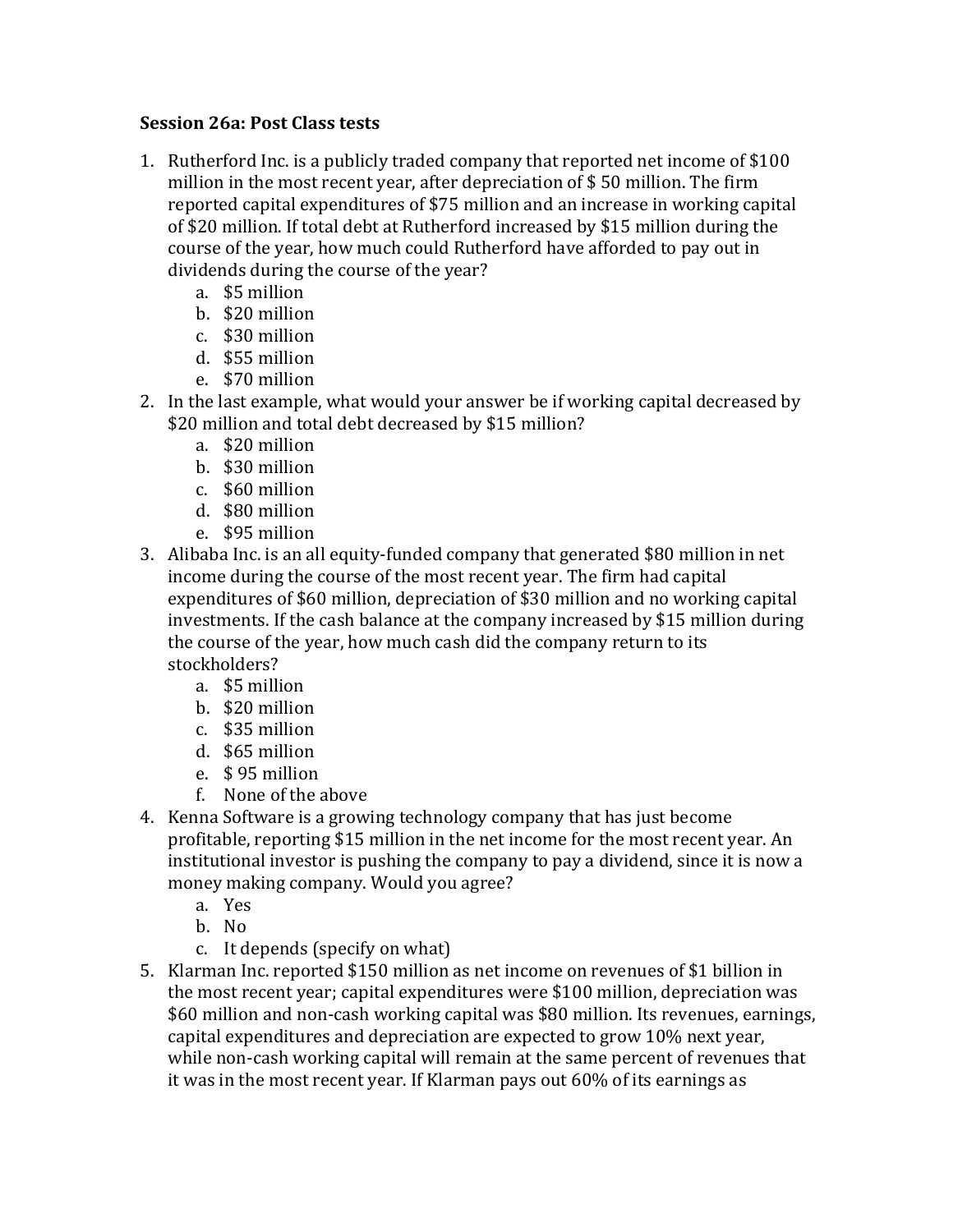**Session 26a: Post Class tests**

1. Rutherford Inc. is a publicly traded company that reported net income of $100 million in the most recent year, after depreciation of $ 50 million. The firm reported capital expenditures of $75 million and an increase in working capital of $20 million. If total debt at Rutherford increased by $15 million during the course of the year, how much could Rutherford have afforded to pay out in dividends during the course of the year?
    a. $5 million
    b. $20 million
    c. $30 million
    d. $55 million
    e. $70 million
2. In the last example, what would your answer be if working capital decreased by $20 million and total debt decreased by $15 million?
    a. $20 million
    b. $30 million
    c. $60 million
    d. $80 million
    e. $95 million
3. Alibaba Inc. is an all equity-funded company that generated $80 million in net income during the course of the most recent year. The firm had capital expenditures of $60 million, depreciation of $30 million and no working capital investments. If the cash balance at the company increased by $15 million during the course of the year, how much cash did the company return to its stockholders?
    a. $5 million
    b. $20 million
    c. $35 million
    d. $65 million
    e. $ 95 million
    f. None of the above
4. Kenna Software is a growing technology company that has just become profitable, reporting $15 million in the net income for the most recent year. An institutional investor is pushing the company to pay a dividend, since it is now a money making company. Would you agree?
    a. Yes
    b. No
    c. It depends (specify on what)
5. Klarman Inc. reported $150 million as net income on revenues of $1 billion in the most recent year; capital expenditures were $100 million, depreciation was $60 million and non-cash working capital was $80 million. Its revenues, earnings, capital expenditures and depreciation are expected to grow 10% next year, while non-cash working capital will remain at the same percent of revenues that it was in the most recent year. If Klarman pays out 60% of its earnings as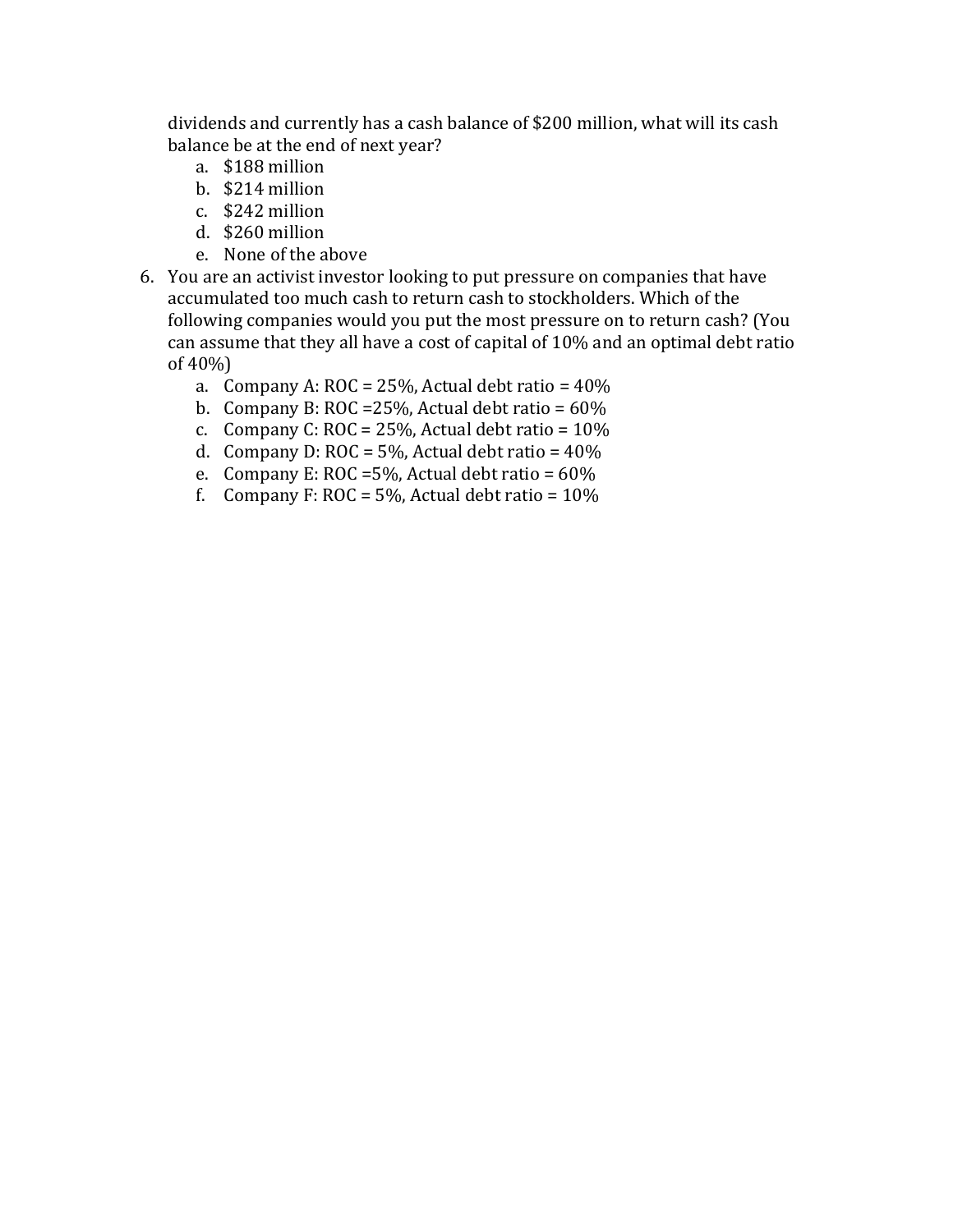dividends and currently has a cash balance of $200 million, what will its cash balance be at the end of next year?

   a. $188 million
   b. $214 million
   c. $242 million
   d. $260 million
   e. None of the above

6. You are an activist investor looking to put pressure on companies that have accumulated too much cash to return cash to stockholders. Which of the following companies would you put the most pressure on to return cash? (You can assume that they all have a cost of capital of 10% and an optimal debt ratio of 40%)
   a. Company A: ROC = 25%, Actual debt ratio = 40%
   b. Company B: ROC =25%, Actual debt ratio = 60%
   c. Company C: ROC = 25%, Actual debt ratio = 10%
   d. Company D: ROC = 5%, Actual debt ratio = 40%
   e. Company E: ROC =5%, Actual debt ratio = 60%
   f. Company F: ROC = 5%, Actual debt ratio = 10%